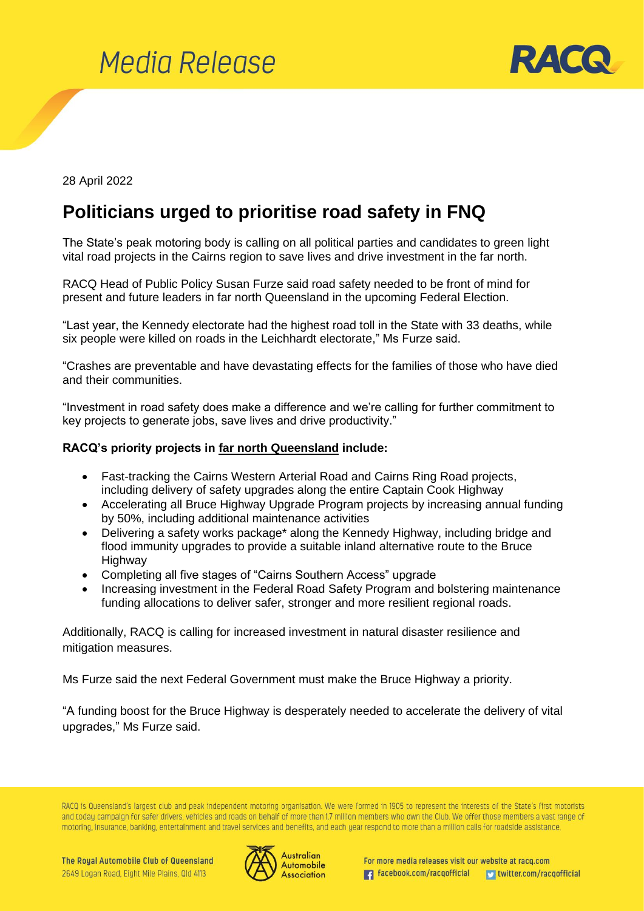Media Release

RACQ

28 April 2022

# Politicians urged to prioritise road safety in FNQ

The State's peak motoring body is calling on all political parties and candidates to green light vital road projects in the Cairns region to save lives and drive investment in the far north.

RACQ Head of Public Policy Susan Furze said road safety needed to be front of mind for present and future leaders in far north Queensland in the upcoming Federal Election.

"Last year, the Kennedy electorate had the highest road toll in the State with 33 deaths, while six people were killed on roads in the Leichhardt electorate," Ms Furze said.

"Crashes are preventable and have devastating effects for the families of those who have died and their communities.

"Investment in road safety does make a difference and we're calling for further commitment to key projects to generate jobs, save lives and drive productivity."

**RACQ's priority projects in far north Queensland include:**

- Fast-tracking the Cairns Western Arterial Road and Cairns Ring Road projects, including delivery of safety upgrades along the entire Captain Cook Highway
- Accelerating all Bruce Highway Upgrade Program projects by increasing annual funding by 50%, including additional maintenance activities
- Delivering a safety works package* along the Kennedy Highway, including bridge and flood immunity upgrades to provide a suitable inland alternative route to the Bruce Highway
- Completing all five stages of "Cairns Southern Access" upgrade
- Increasing investment in the Federal Road Safety Program and bolstering maintenance funding allocations to deliver safer, stronger and more resilient regional roads.

Additionally, RACQ is calling for increased investment in natural disaster resilience and mitigation measures.

Ms Furze said the next Federal Government must make the Bruce Highway a priority.

"A funding boost for the Bruce Highway is desperately needed to accelerate the delivery of vital upgrades," Ms Furze said.

RACQ is Queensland's largest club and peak independent motoring organisation. We were formed in 1905 to represent the interests of the State's first motorists and today campaign for safer drivers, vehicles and roads on behalf of more than 1.7 million members who own the Club. We offer those members a vast range of motoring, insurance, banking, entertainment and travel services and benefits, and each year respond to more than a million calls for roadside assistance.

The Royal Automobile Club of Queensland
2649 Logan Road, Eight Mile Plains, Qld 4113

Australian Automobile Association

For more media releases visit our website at racq.com
facebook.com/racqofficial twitter.com/racqofficial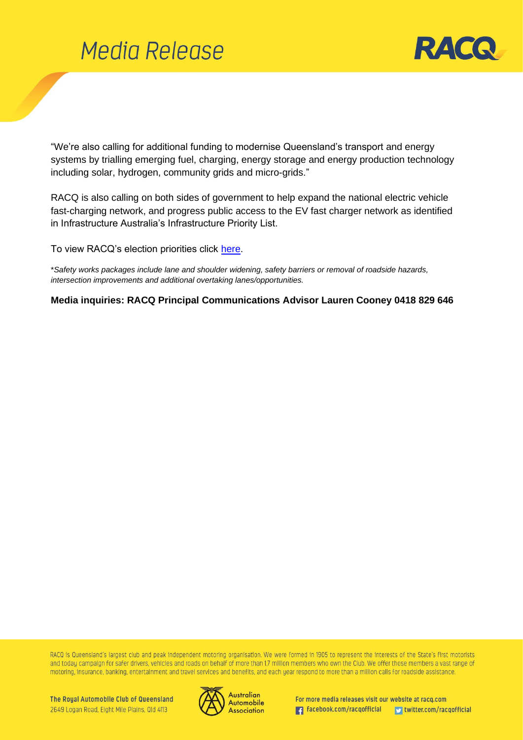"We're also calling for additional funding to modernise Queensland's transport and energy systems by trialling emerging fuel, charging, energy storage and energy production technology including solar, hydrogen, community grids and micro-grids."

RACQ is also calling on both sides of government to help expand the national electric vehicle fast-charging network, and progress public access to the EV fast charger network as identified in Infrastructure Australia's Infrastructure Priority List.

To view RACQ's election priorities click here.

**Safety works packages include lane and shoulder widening, safety barriers or removal of roadside hazards, intersection improvements and additional overtaking lanes/opportunities.*

**Media inquiries: RACQ Principal Communications Advisor Lauren Cooney 0418 829 646**

RACQ is Queensland's largest club and peak independent motoring organisation. We were formed in 1905 to represent the interests of the State's first motorists and today campaign for safer drivers, vehicles and roads on behalf of more than 1.7 million members who own the Club. We offer those members a vast range of motoring, insurance, banking, entertainment and travel services and benefits, and each year respond to more than a million calls for roadside assistance.

The Royal Automobile Club of Queensland
2649 Logan Road, Eight Mile Plains, Qld 4113

For more media releases visit our website at racq.com
facebook.com/racqofficial twitter.com/racqofficial